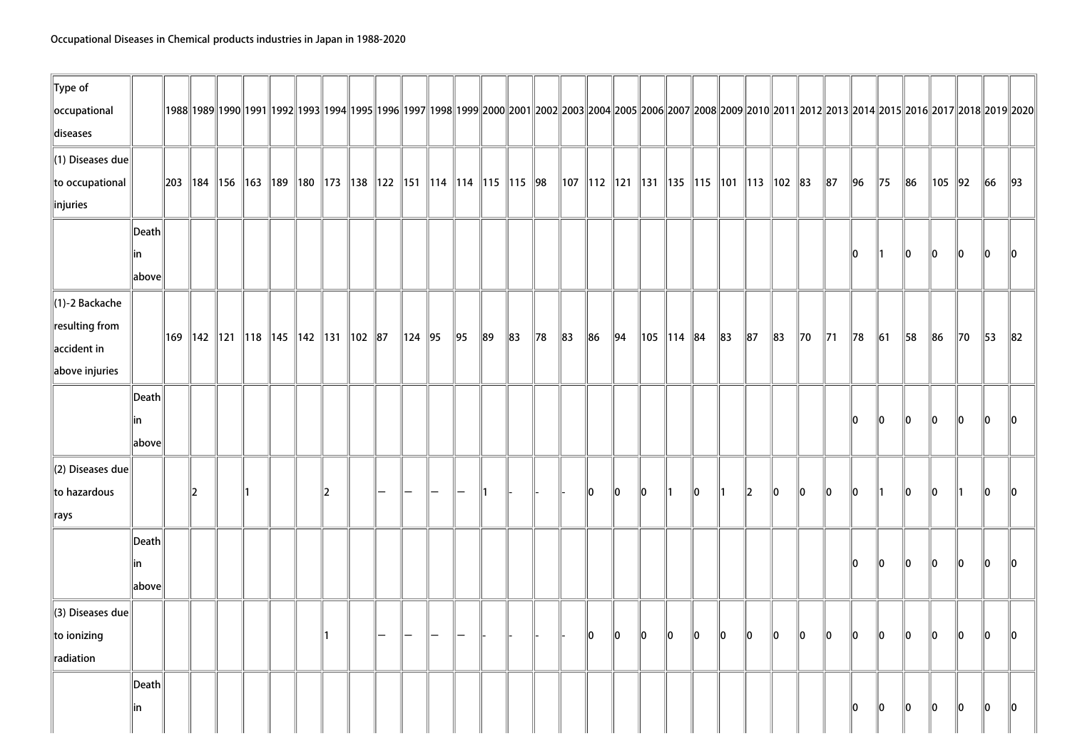Occupational Diseases in Chemical products industries in Japan in 1988-2020

| Type of occupational diseases | | 1988 | 1989 | 1990 | 1991 | 1992 | 1993 | 1994 | 1995 | 1996 | 1997 | 1998 | 1999 | 2000 | 2001 | 2002 | 2003 | 2004 | 2005 | 2006 | 2007 | 2008 | 2009 | 2010 | 2011 | 2012 | 2013 | 2014 | 2015 | 2016 | 2017 | 2018 | 2019 | 2020 |
|---|---|---|---|---|---|---|---|---|---|---|---|---|---|---|---|---|---|---|---|---|---|---|---|---|---|---|---|---|---|---|---|---|---|---|
| (1) Diseases due to occupational injuries | | 203 | 184 | 156 | 163 | 189 | 180 | 173 | 138 | 122 | 151 | 114 | 114 | 115 | 115 | 98 | 107 | 112 | 121 | 131 | 135 | 115 | 101 | 113 | 102 | 83 | 87 | 96 | 75 | 86 | 105 | 92 | 66 | 93 |
| | Death in above | | | | | | | | | | | | | | | | | | | | | | | | | | | 0 | 1 | 0 | 0 | 0 | 0 | 0 |
| (1)-2 Backache resulting from accident in above injuries | | 169 | 142 | 121 | 118 | 145 | 142 | 131 | 102 | 87 | 124 | 95 | 95 | 89 | 83 | 78 | 83 | 86 | 94 | 105 | 114 | 84 | 83 | 87 | 83 | 70 | 71 | 78 | 61 | 58 | 86 | 70 | 53 | 82 |
| | Death in above | | | | | | | | | | | | | | | | | | | | | | | | | | | 0 | 0 | 0 | 0 | 0 | 0 | 0 |
| (2) Diseases due to hazardous rays | | | 2 | | 1 | | | 2 | | — | — | — | — | 1 | - | - | - | 0 | 0 | 0 | 1 | 0 | 1 | 2 | 0 | 0 | 0 | 0 | 1 | 0 | 0 | 1 | 0 | 0 |
| | Death in above | | | | | | | | | | | | | | | | | | | | | | | | | | | 0 | 0 | 0 | 0 | 0 | 0 | 0 |
| (3) Diseases due to ionizing radiation | | | | | | | | 1 | | — | — | — | — | - | - | - | - | 0 | 0 | 0 | 0 | 0 | 0 | 0 | 0 | 0 | 0 | 0 | 0 | 0 | 0 | 0 | 0 | 0 |
| | Death in | | | | | | | | | | | | | | | | | | | | | | | | | | | 0 | 0 | 0 | 0 | 0 | 0 | 0 |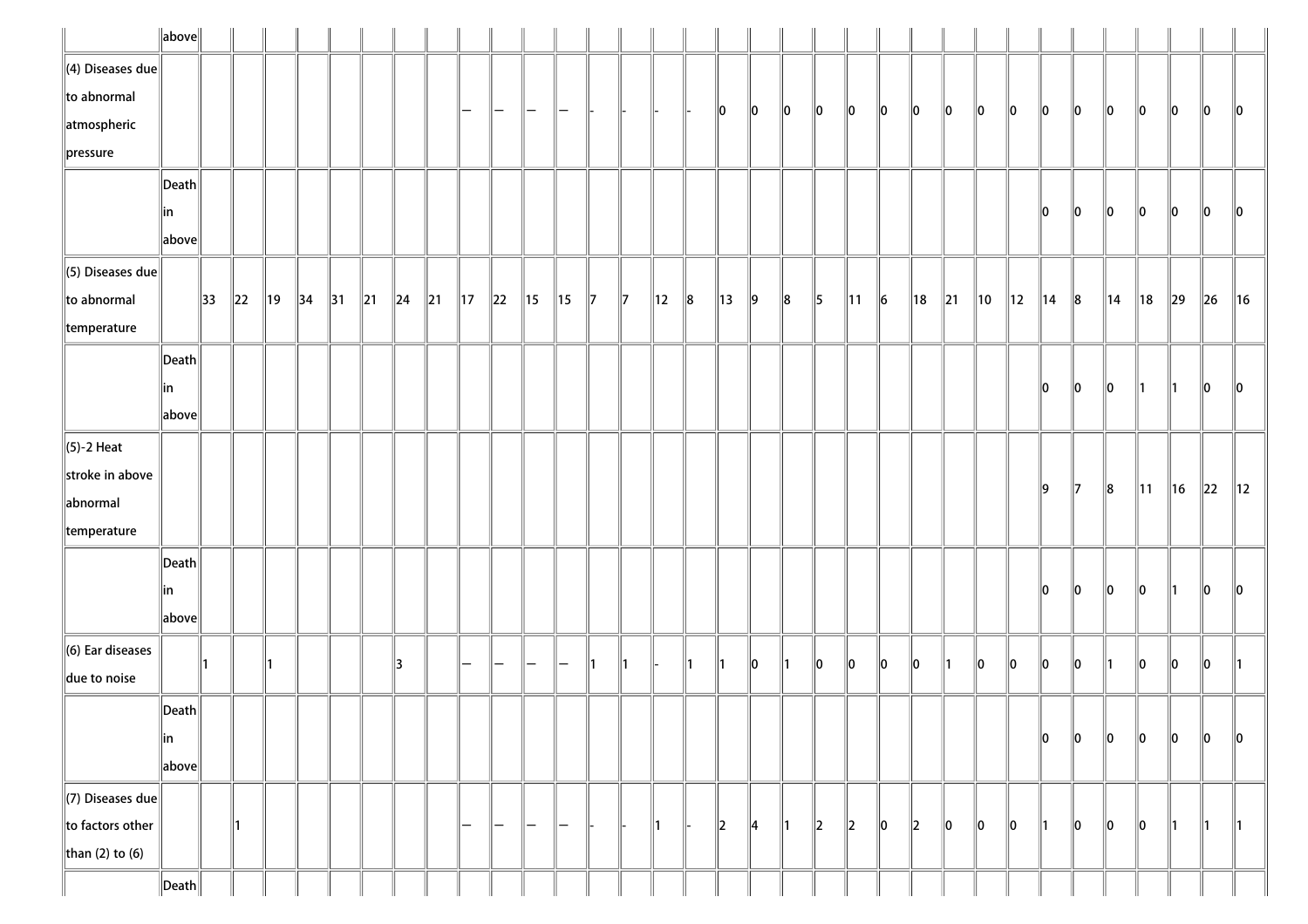| | | | | | | | | | | | | | | | | | | | | | | | | | | | | | | | | | | |
|---|---|---|---|---|---|---|---|---|---|---|---|---|---|---|---|---|---|---|---|---|---|---|---|---|---|---|---|---|---|---|---|---|---|---|
| | above | | | | | | | | | | | | | | | | | | | | | | | | | | | | | | | | | |
| (4) Diseases due to abnormal atmospheric pressure | | | | | | | | | | — | — | — | — | - | - | - | - | 0 | 0 | 0 | 0 | 0 | 0 | 0 | 0 | 0 | 0 | 0 | 0 | 0 | 0 | 0 | 0 | 0 |
| | Death in above | | | | | | | | | | | | | | | | | | | | | | | | | | | | | | | | | |
| | | | | | | | | | | | | | | | | | | | | | | | | | | | | 0 | 0 | 0 | 0 | 0 | 0 | 0 |
| (5) Diseases due to abnormal temperature | | 33 | 22 | 19 | 34 | 31 | 21 | 24 | 21 | 17 | 22 | 15 | 15 | 7 | 7 | 12 | 8 | 13 | 9 | 8 | 5 | 11 | 6 | 18 | 21 | 10 | 12 | 14 | 8 | 14 | 18 | 29 | 26 | 16 |
| | Death in above | | | | | | | | | | | | | | | | | | | | | | | | | | | 0 | 0 | 0 | 1 | 1 | 0 | 0 |
| (5)-2 Heat stroke in above abnormal temperature | | | | | | | | | | | | | | | | | | | | | | | | | | | | 9 | 7 | 8 | 11 | 16 | 22 | 12 |
| | Death in above | | | | | | | | | | | | | | | | | | | | | | | | | | | 0 | 0 | 0 | 0 | 1 | 0 | 0 |
| (6) Ear diseases due to noise | | 1 | | 1 | | | | 3 | | — | — | — | — | 1 | 1 | - | 1 | 1 | 0 | 1 | 0 | 0 | 0 | 0 | 1 | 0 | 0 | 0 | 0 | 1 | 0 | 0 | 0 | 1 |
| | Death in above | | | | | | | | | | | | | | | | | | | | | | | | | | | 0 | 0 | 0 | 0 | 0 | 0 | 0 |
| (7) Diseases due to factors other than (2) to (6) | | | 1 | | | | | | | — | — | — | — | - | - | 1 | - | 2 | 4 | 1 | 2 | 2 | 0 | 2 | 0 | 0 | 0 | 1 | 0 | 0 | 0 | 1 | 1 | 1 |
| | Death | | | | | | | | | | | | | | | | | | | | | | | | | | | | | | | | | |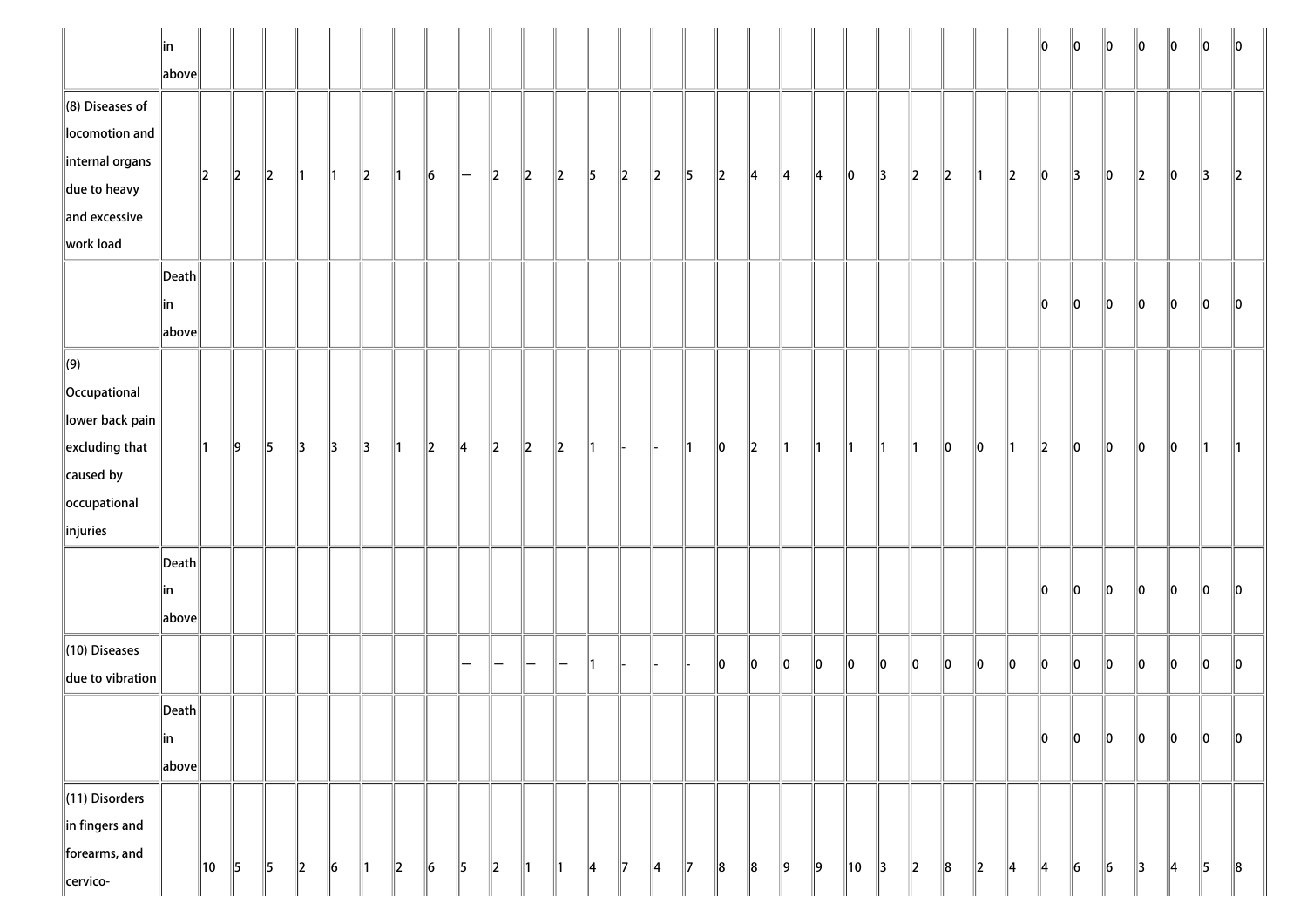| | | | | | | | | | | | | | | | | | | | | | | | | | | | | | | | | | | |
|---|---|---|---|---|---|---|---|---|---|---|---|---|---|---|---|---|---|---|---|---|---|---|---|---|---|---|---|---|---|---|---|---|---|---|
| | in above | | | | | | | | | | | | | | | | | | | | | | | | | | | 0 | 0 | 0 | 0 | 0 | 0 | 0 |
| (8) Diseases of locomotion and internal organs due to heavy and excessive work load | | 2 | 2 | 2 | 1 | 1 | 2 | 1 | 6 | — | 2 | 2 | 2 | 5 | 2 | 2 | 5 | 2 | 4 | 4 | 4 | 0 | 3 | 2 | 2 | 1 | 2 | 0 | 3 | 0 | 2 | 0 | 3 | 2 |
| | Death in above | | | | | | | | | | | | | | | | | | | | | | | | | | | 0 | 0 | 0 | 0 | 0 | 0 | 0 |
| (9) Occupational lower back pain excluding that caused by occupational injuries | | 1 | 9 | 5 | 3 | 3 | 3 | 1 | 2 | 4 | 2 | 2 | 2 | 1 | - | - | 1 | 0 | 2 | 1 | 1 | 1 | 1 | 1 | 0 | 0 | 1 | 2 | 0 | 0 | 0 | 0 | 1 | 1 |
| | Death in above | | | | | | | | | | | | | | | | | | | | | | | | | | | 0 | 0 | 0 | 0 | 0 | 0 | 0 |
| (10) Diseases due to vibration | | | | | | | | | | — | — | — | — | 1 | - | - | - | 0 | 0 | 0 | 0 | 0 | 0 | 0 | 0 | 0 | 0 | 0 | 0 | 0 | 0 | 0 | 0 | 0 |
| | Death in above | | | | | | | | | | | | | | | | | | | | | | | | | | | 0 | 0 | 0 | 0 | 0 | 0 | 0 |
| (11) Disorders in fingers and forearms, and cervico- | | 10 | 5 | 5 | 2 | 6 | 1 | 2 | 6 | 5 | 2 | 1 | 1 | 4 | 7 | 4 | 7 | 8 | 8 | 9 | 9 | 10 | 3 | 2 | 8 | 2 | 4 | 4 | 6 | 6 | 3 | 4 | 5 | 8 |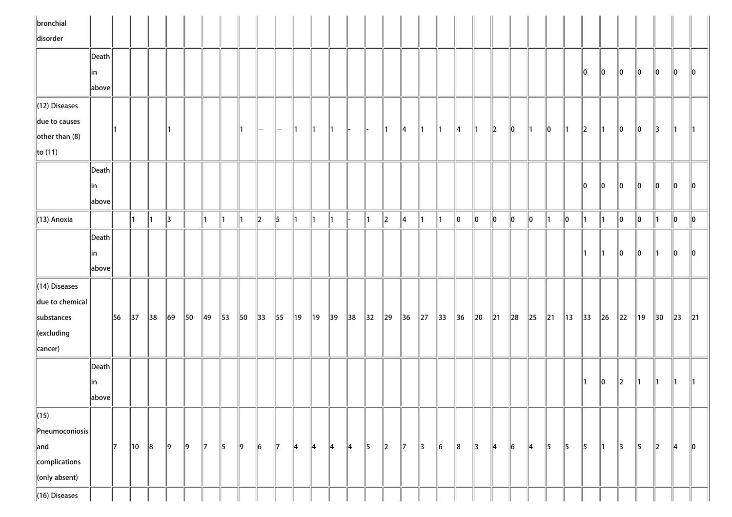| bronchial disorder | | | | | | | | | | | | | | | | | | | | | | | | | | | | | | | | | | |
|---|---|---|---|---|---|---|---|---|---|---|---|---|---|---|---|---|---|---|---|---|---|---|---|---|---|---|---|---|---|---|---|---|---|---|
| | Death in above | | | | | | | | | | | | | | | | | | | | | | | | | | 0 | 0 | 0 | 0 | 0 | 0 | 0 |
| (12) Diseases due to causes other than (8) to (11) | | 1 | | | 1 | | | | 1 | — | — | 1 | 1 | 1 | - | - | 1 | 4 | 1 | 1 | 4 | 1 | 2 | 0 | 1 | 0 | 1 | 2 | 1 | 0 | 0 | 3 | 1 | 1 |
| | Death in above | | | | | | | | | | | | | | | | | | | | | | | | | | | 0 | 0 | 0 | 0 | 0 | 0 | 0 |
| (13) Anoxia | | | 1 | 1 | 3 | | 1 | 1 | 1 | 2 | 5 | 1 | 1 | 1 | - | 1 | 2 | 4 | 1 | 1 | 0 | 0 | 0 | 0 | 0 | 1 | 0 | 1 | 1 | 0 | 0 | 1 | 0 | 0 |
| | Death in above | | | | | | | | | | | | | | | | | | | | | | | | | | | 1 | 1 | 0 | 0 | 1 | 0 | 0 |
| (14) Diseases due to chemical substances (excluding cancer) | | 56 | 37 | 38 | 69 | 50 | 49 | 53 | 50 | 33 | 55 | 19 | 19 | 39 | 38 | 32 | 29 | 36 | 27 | 33 | 36 | 20 | 21 | 28 | 25 | 21 | 13 | 33 | 26 | 22 | 19 | 30 | 23 | 21 |
| | Death in above | | | | | | | | | | | | | | | | | | | | | | | | | | | 1 | 0 | 2 | 1 | 1 | 1 | 1 |
| (15) Pneumoconiosis and complications (only absent) | | 7 | 10 | 8 | 9 | 9 | 7 | 5 | 9 | 6 | 7 | 4 | 4 | 4 | 4 | 5 | 2 | 7 | 3 | 6 | 8 | 3 | 4 | 6 | 4 | 5 | 5 | 5 | 1 | 3 | 5 | 2 | 4 | 0 |
| (16) Diseases | | | | | | | | | | | | | | | | | | | | | | | | | | | | | | | | | | |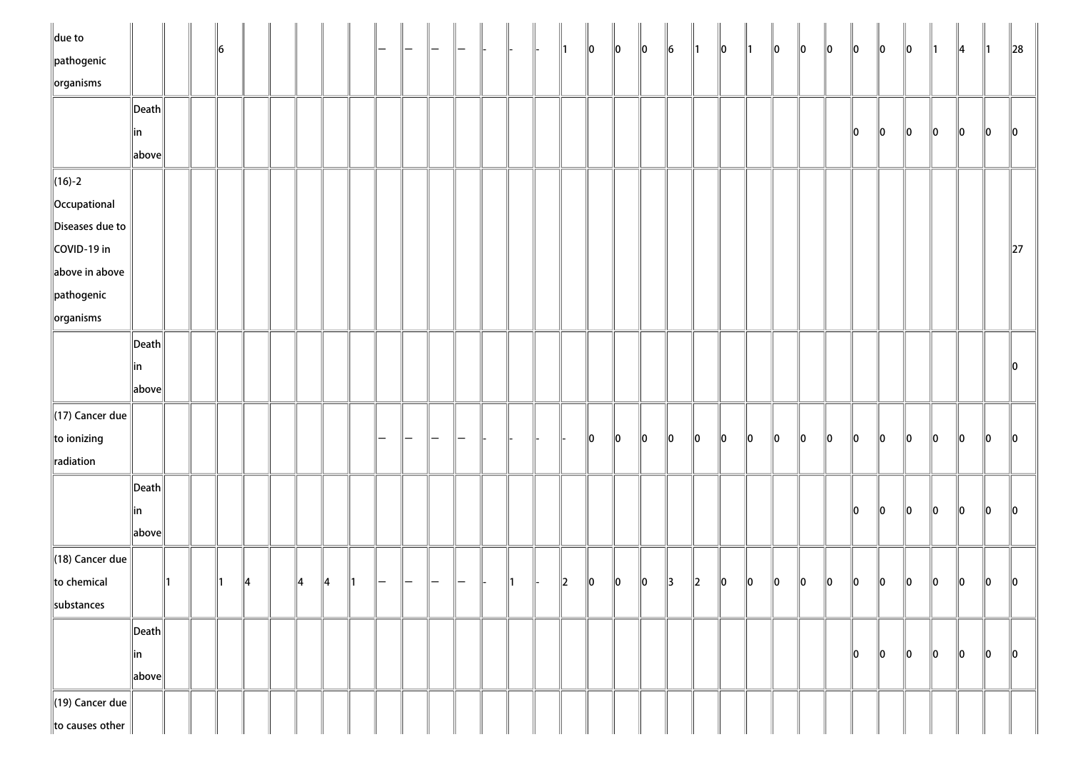| | | | | | | | | | | | | | | | | | | | | | | | | | | | | | | | | | | |
|---|---|---|---|---|---|---|---|---|---|---|---|---|---|---|---|---|---|---|---|---|---|---|---|---|---|---|---|---|---|---|---|---|---|---|
| due to pathogenic organisms | | | | 6 | | | | | | — | — | — | — | - | - | - | 1 | 0 | 0 | 0 | 6 | 1 | 0 | 1 | 0 | 0 | 0 | 0 | 0 | 0 | 1 | 4 | 1 | 28 |
| | Death in above | | | | | | | | | | | | | | | | | | | | | | | | | | | 0 | 0 | 0 | 0 | 0 | 0 | 0 |
| (16)-2 Occupational Diseases due to COVID-19 in above in above pathogenic organisms | | | | | | | | | | | | | | | | | | | | | | | | | | | | | | | | | | 27 |
| | Death in above | | | | | | | | | | | | | | | | | | | | | | | | | | | | | | | | | 0 |
| (17) Cancer due to ionizing radiation | | | | | | | | | | — | — | — | — | - | - | - | - | 0 | 0 | 0 | 0 | 0 | 0 | 0 | 0 | 0 | 0 | 0 | 0 | 0 | 0 | 0 | 0 | 0 |
| | Death in above | | | | | | | | | | | | | | | | | | | | | | | | | | | 0 | 0 | 0 | 0 | 0 | 0 | 0 |
| (18) Cancer due to chemical substances | | 1 | | 1 | 4 | | 4 | 4 | 1 | — | — | — | — | - | 1 | - | 2 | 0 | 0 | 0 | 3 | 2 | 0 | 0 | 0 | 0 | 0 | 0 | 0 | 0 | 0 | 0 | 0 | 0 |
| | Death in above | | | | | | | | | | | | | | | | | | | | | | | | | | | 0 | 0 | 0 | 0 | 0 | 0 | 0 |
| (19) Cancer due to causes other | | | | | | | | | | | | | | | | | | | | | | | | | | | | | | | | | | |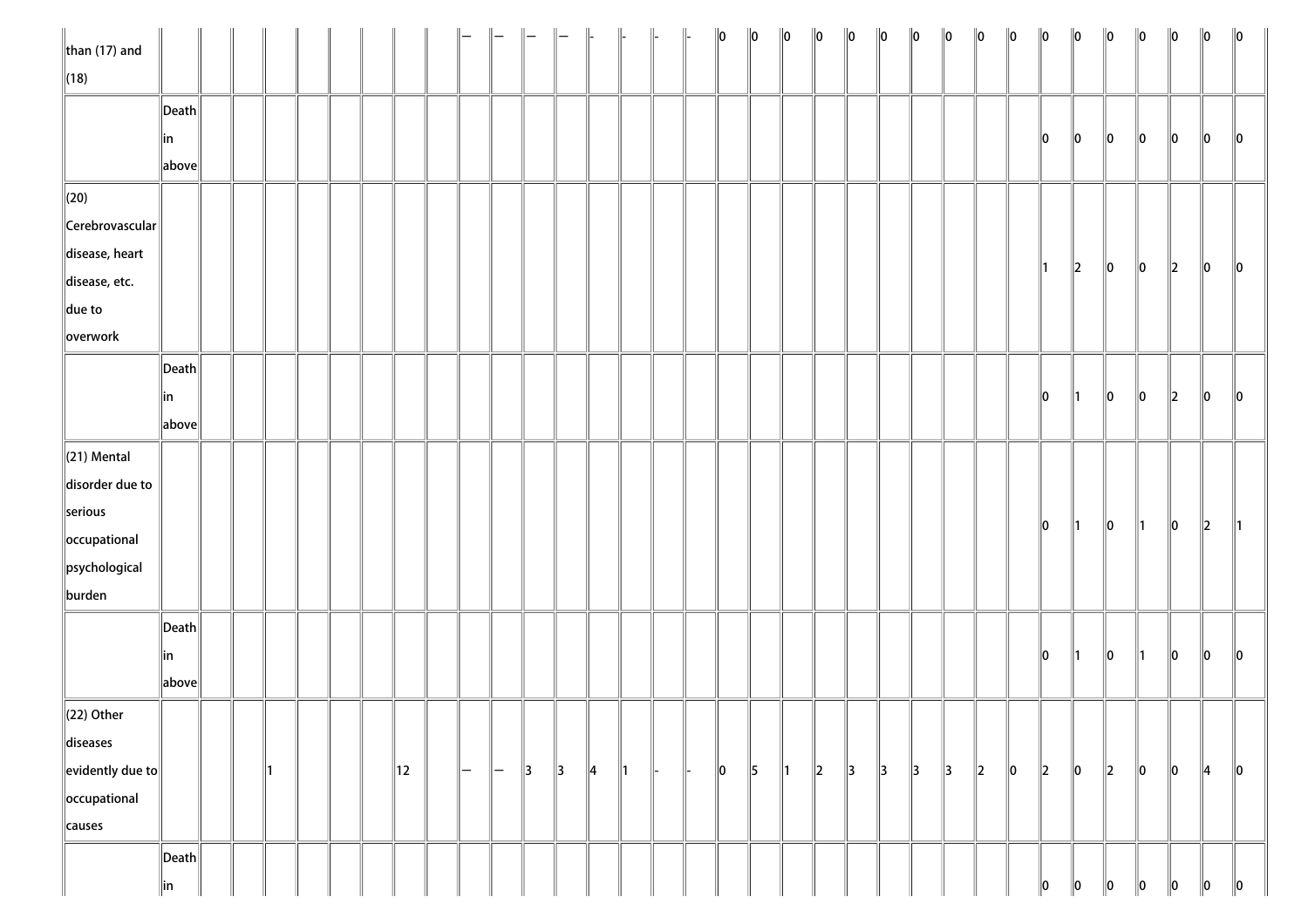| | | | | | | | | | | | | | | | | | | | | | | | | | | | | | | | | | | |
|---|---|---|---|---|---|---|---|---|---|---|---|---|---|---|---|---|---|---|---|---|---|---|---|---|---|---|---|---|---|---|---|---|---|---|
| than (17) and (18) | | | | | | | | | | — | — | — | — | - | - | - | - | 0 | 0 | 0 | 0 | 0 | 0 | 0 | 0 | 0 | 0 | 0 | 0 | 0 | 0 | 0 | 0 | 0 |
| | Death in above | | | | | | | | | | | | | | | | | | | | | | | | | | | 0 | 0 | 0 | 0 | 0 | 0 | 0 |
| (20) Cerebrovascular disease, heart disease, etc. due to overwork | | | | | | | | | | | | | | | | | | | | | | | | | | | | 1 | 2 | 0 | 0 | 2 | 0 | 0 |
| | Death in above | | | | | | | | | | | | | | | | | | | | | | | | | | | 0 | 1 | 0 | 0 | 2 | 0 | 0 |
| (21) Mental disorder due to serious occupational psychological burden | | | | | | | | | | | | | | | | | | | | | | | | | | | | 0 | 1 | 0 | 1 | 0 | 2 | 1 |
| | Death in above | | | | | | | | | | | | | | | | | | | | | | | | | | | 0 | 1 | 0 | 1 | 0 | 0 | 0 |
| (22) Other diseases evidently due to occupational causes | | | | 1 | | | | 12 | | — | — | 3 | 3 | 4 | 1 | - | - | 0 | 5 | 1 | 2 | 3 | 3 | 3 | 3 | 2 | 0 | 2 | 0 | 2 | 0 | 0 | 4 | 0 |
| | Death in | | | | | | | | | | | | | | | | | | | | | | | | | | | 0 | 0 | 0 | 0 | 0 | 0 | 0 |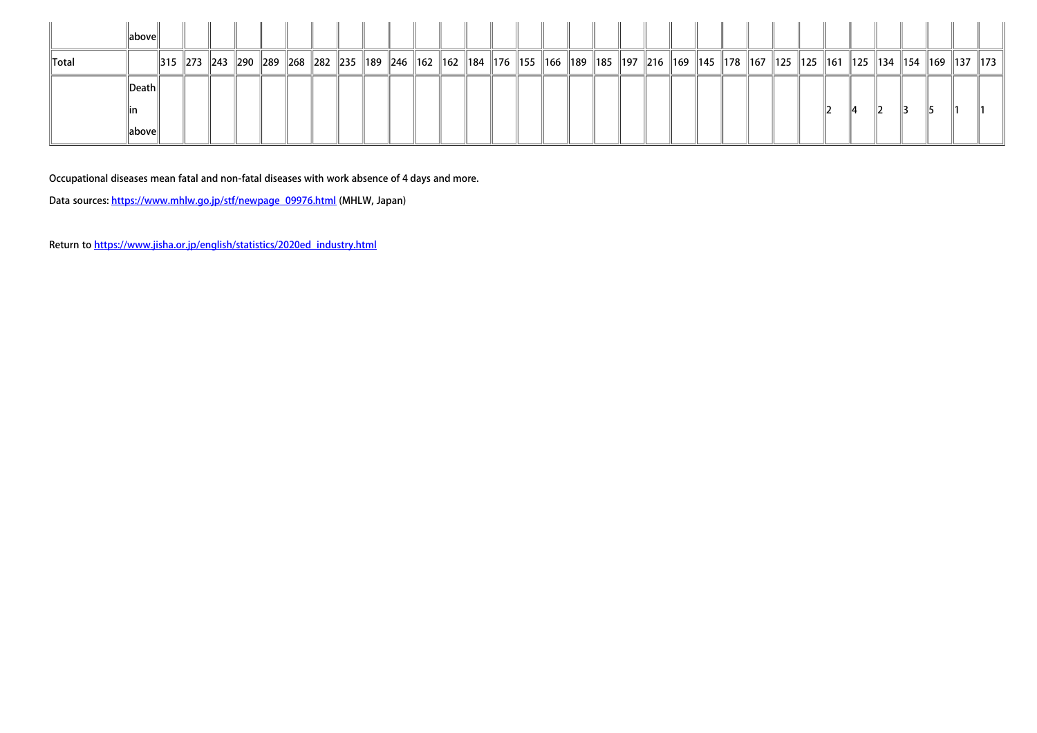| | | | | | | | | | | | | | | | | | | | | | | | | | | | | | | | | | | |
|---|---|---|---|---|---|---|---|---|---|---|---|---|---|---|---|---|---|---|---|---|---|---|---|---|---|---|---|---|---|---|---|---|---|---|
| | above | | | | | | | | | | | | | | | | | | | | | | | | | | | | | | | | | |
| Total | | 315 | 273 | 243 | 290 | 289 | 268 | 282 | 235 | 189 | 246 | 162 | 162 | 184 | 176 | 155 | 166 | 189 | 185 | 197 | 216 | 169 | 145 | 178 | 167 | 125 | 125 | 161 | 125 | 134 | 154 | 169 | 137 | 173 |
| | Death in above | | | | | | | | | | | | | | | | | | | | | | | | | | | 2 | 4 | 2 | 3 | 5 | 1 | 1 |

Occupational diseases mean fatal and non-fatal diseases with work absence of 4 days and more.

Data sources: https://www.mhlw.go.jp/stf/newpage_09976.html (MHLW, Japan)

Return to https://www.jisha.or.jp/english/statistics/2020ed_industry.html